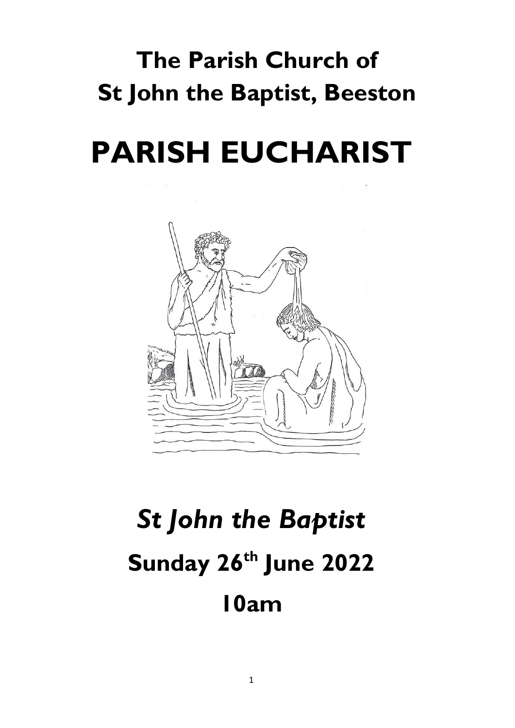# The Parish Church of St John the Baptist, Beeston

# PARISH EUCHARIST

## *St John the Baptist*

## Sunday 26th June 2022

## 10am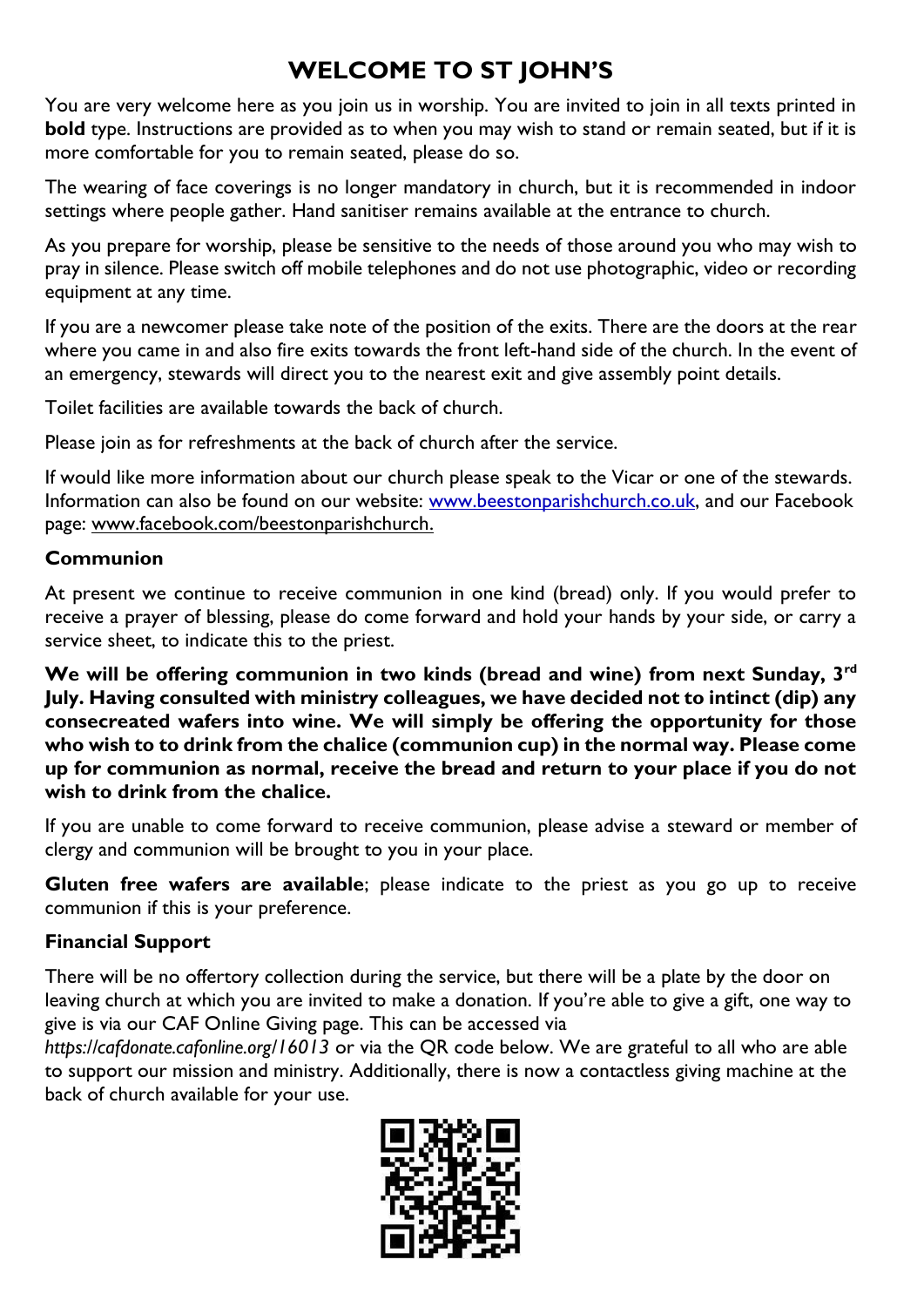# WELCOME TO ST JOHN'S

You are very welcome here as you join us in worship. You are invited to join in all texts printed in **bold** type. Instructions are provided as to when you may wish to stand or remain seated, but if it is more comfortable for you to remain seated, please do so.

The wearing of face coverings is no longer mandatory in church, but it is recommended in indoor settings where people gather. Hand sanitiser remains available at the entrance to church.

As you prepare for worship, please be sensitive to the needs of those around you who may wish to pray in silence. Please switch off mobile telephones and do not use photographic, video or recording equipment at any time.

If you are a newcomer please take note of the position of the exits. There are the doors at the rear where you came in and also fire exits towards the front left-hand side of the church. In the event of an emergency, stewards will direct you to the nearest exit and give assembly point details.

Toilet facilities are available towards the back of church.

Please join as for refreshments at the back of church after the service.

If would like more information about our church please speak to the Vicar or one of the stewards. Information can also be found on our website: www.beestonparishchurch.co.uk, and our Facebook page: www.facebook.com/beestonparishchurch.

### Communion

At present we continue to receive communion in one kind (bread) only. If you would prefer to receive a prayer of blessing, please do come forward and hold your hands by your side, or carry a service sheet, to indicate this to the priest.

**We will be offering communion in two kinds (bread and wine) from next Sunday, 3rd July. Having consulted with ministry colleagues, we have decided not to intinct (dip) any consecreated wafers into wine. We will simply be offering the opportunity for those who wish to to drink from the chalice (communion cup) in the normal way. Please come up for communion as normal, receive the bread and return to your place if you do not wish to drink from the chalice.**

If you are unable to come forward to receive communion, please advise a steward or member of clergy and communion will be brought to you in your place.

**Gluten free wafers are available**; please indicate to the priest as you go up to receive communion if this is your preference.

### Financial Support

There will be no offertory collection during the service, but there will be a plate by the door on leaving church at which you are invited to make a donation. If you're able to give a gift, one way to give is via our CAF Online Giving page. This can be accessed via *https://cafdonate.cafonline.org/16013* or via the QR code below. We are grateful to all who are able to support our mission and ministry. Additionally, there is now a contactless giving machine at the back of church available for your use.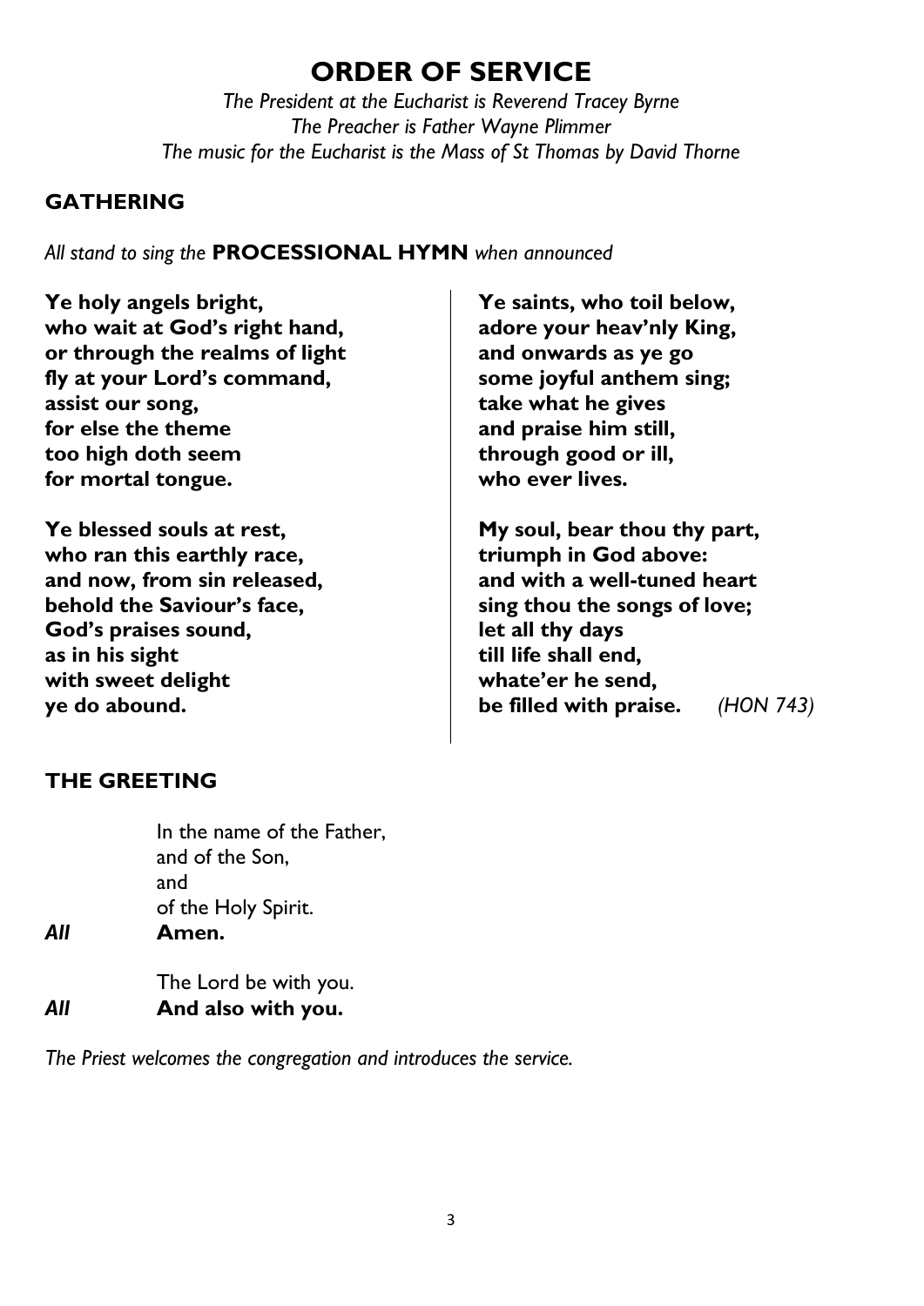# ORDER OF SERVICE

*The President at the Eucharist is Reverend Tracey Byrne*
*The Preacher is Father Wayne Plimmer*
*The music for the Eucharist is the Mass of St Thomas by David Thorne*

## GATHERING

*All stand to sing the* **PROCESSIONAL HYMN** *when announced*

**Ye holy angels bright,**
**who wait at God's right hand,**
**or through the realms of light**
**fly at your Lord's command,**
**assist our song,**
**for else the theme**
**too high doth seem**
**for mortal tongue.**

**Ye blessed souls at rest,**
**who ran this earthly race,**
**and now, from sin released,**
**behold the Saviour's face,**
**God's praises sound,**
**as in his sight**
**with sweet delight**
**ye do abound.**

**Ye saints, who toil below,**
**adore your heav'nly King,**
**and onwards as ye go**
**some joyful anthem sing;**
**take what he gives**
**and praise him still,**
**through good or ill,**
**who ever lives.**

**My soul, bear thou thy part,**
**triumph in God above:**
**and with a well-tuned heart**
**sing thou the songs of love;**
**let all thy days**
**till life shall end,**
**whate'er he send,**
**be filled with praise.** *(HON 743)*

## THE GREETING

In the name of the Father,
and of the Son,
and
of the Holy Spirit.
***All*** **Amen.**

The Lord be with you.
***All*** **And also with you.**

*The Priest welcomes the congregation and introduces the service.*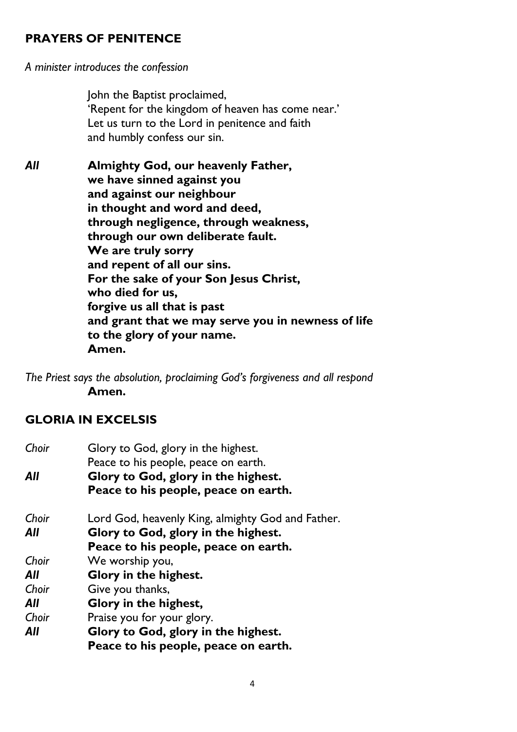## PRAYERS OF PENITENCE

*A minister introduces the confession*

John the Baptist proclaimed,
'Repent for the kingdom of heaven has come near.'
Let us turn to the Lord in penitence and faith
and humbly confess our sin.

***All*** **Almighty God, our heavenly Father,**
**we have sinned against you**
**and against our neighbour**
**in thought and word and deed,**
**through negligence, through weakness,**
**through our own deliberate fault.**
**We are truly sorry**
**and repent of all our sins.**
**For the sake of your Son Jesus Christ,**
**who died for us,**
**forgive us all that is past**
**and grant that we may serve you in newness of life**
**to the glory of your name.**
**Amen.**

*The Priest says the absolution, proclaiming God's forgiveness and all respond*
**Amen.**

## GLORIA IN EXCELSIS

*Choir* Glory to God, glory in the highest.
Peace to his people, peace on earth.
***All*** **Glory to God, glory in the highest.**
**Peace to his people, peace on earth.**

*Choir* Lord God, heavenly King, almighty God and Father.
***All*** **Glory to God, glory in the highest.**
**Peace to his people, peace on earth.**
*Choir* We worship you,
***All*** **Glory in the highest.**
*Choir* Give you thanks,
***All*** **Glory in the highest,**
*Choir* Praise you for your glory.
***All*** **Glory to God, glory in the highest.**
**Peace to his people, peace on earth.**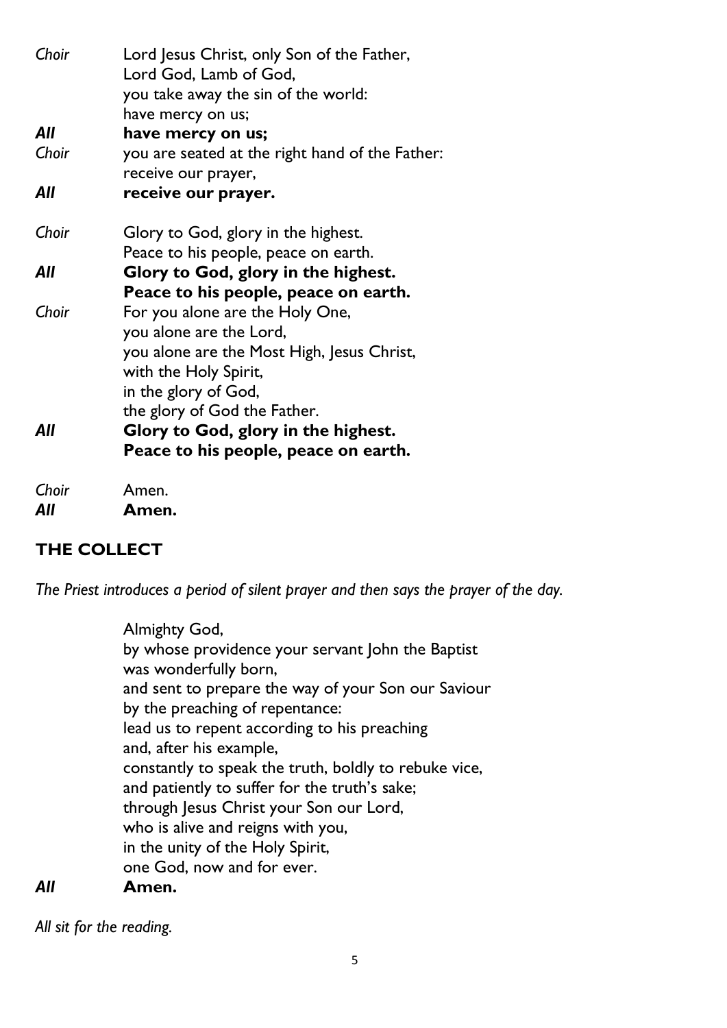*Choir* Lord Jesus Christ, only Son of the Father,
Lord God, Lamb of God,
you take away the sin of the world:
have mercy on us;

***All*** **have mercy on us;**

*Choir* you are seated at the right hand of the Father:
receive our prayer,

***All*** **receive our prayer.**

*Choir* Glory to God, glory in the highest.
Peace to his people, peace on earth.

***All*** **Glory to God, glory in the highest.
Peace to his people, peace on earth.**

*Choir* For you alone are the Holy One,
you alone are the Lord,
you alone are the Most High, Jesus Christ,
with the Holy Spirit,
in the glory of God,
the glory of God the Father.

***All*** **Glory to God, glory in the highest.
Peace to his people, peace on earth.**

*Choir* Amen.

***All*** **Amen.**

## THE COLLECT

*The Priest introduces a period of silent prayer and then says the prayer of the day.*

Almighty God,
by whose providence your servant John the Baptist
was wonderfully born,
and sent to prepare the way of your Son our Saviour
by the preaching of repentance:
lead us to repent according to his preaching
and, after his example,
constantly to speak the truth, boldly to rebuke vice,
and patiently to suffer for the truth's sake;
through Jesus Christ your Son our Lord,
who is alive and reigns with you,
in the unity of the Holy Spirit,
one God, now and for ever.

***All*** **Amen.**

*All sit for the reading.*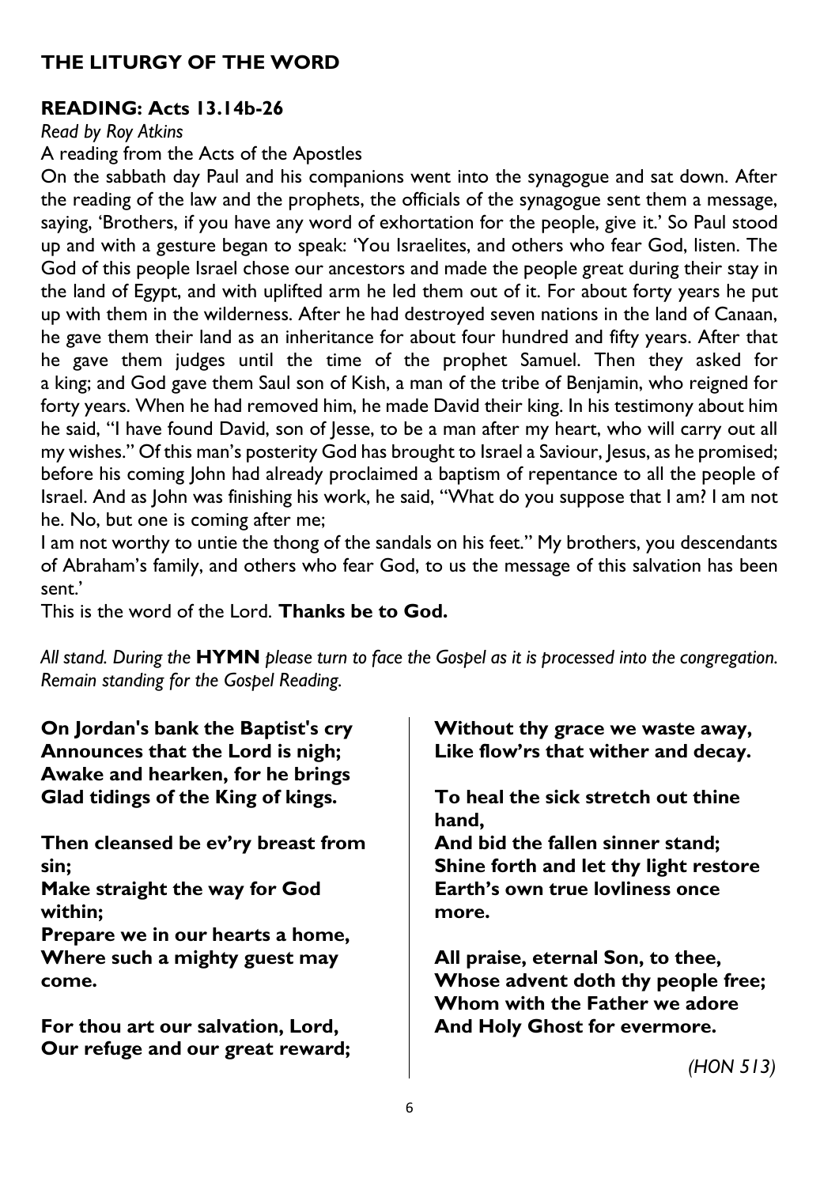## THE LITURGY OF THE WORD

### READING: Acts 13.14b-26

*Read by Roy Atkins*

A reading from the Acts of the Apostles

On the sabbath day Paul and his companions went into the synagogue and sat down. After the reading of the law and the prophets, the officials of the synagogue sent them a message, saying, 'Brothers, if you have any word of exhortation for the people, give it.' So Paul stood up and with a gesture began to speak: 'You Israelites, and others who fear God, listen. The God of this people Israel chose our ancestors and made the people great during their stay in the land of Egypt, and with uplifted arm he led them out of it. For about forty years he put up with them in the wilderness. After he had destroyed seven nations in the land of Canaan, he gave them their land as an inheritance for about four hundred and fifty years. After that he gave them judges until the time of the prophet Samuel. Then they asked for a king; and God gave them Saul son of Kish, a man of the tribe of Benjamin, who reigned for forty years. When he had removed him, he made David their king. In his testimony about him he said, "I have found David, son of Jesse, to be a man after my heart, who will carry out all my wishes." Of this man's posterity God has brought to Israel a Saviour, Jesus, as he promised; before his coming John had already proclaimed a baptism of repentance to all the people of Israel. And as John was finishing his work, he said, "What do you suppose that I am? I am not he. No, but one is coming after me;

I am not worthy to untie the thong of the sandals on his feet." My brothers, you descendants of Abraham's family, and others who fear God, to us the message of this salvation has been sent.'

This is the word of the Lord. **Thanks be to God.**

*All stand. During the* **HYMN** *please turn to face the Gospel as it is processed into the congregation. Remain standing for the Gospel Reading.*

**On Jordan's bank the Baptist's cry**
**Announces that the Lord is nigh;**
**Awake and hearken, for he brings**
**Glad tidings of the King of kings.**

**Then cleansed be ev'ry breast from sin;**
**Make straight the way for God within;**
**Prepare we in our hearts a home,**
**Where such a mighty guest may come.**

**For thou art our salvation, Lord,**
**Our refuge and our great reward;**
**Without thy grace we waste away,**
**Like flow'rs that wither and decay.**

**To heal the sick stretch out thine hand,**
**And bid the fallen sinner stand;**
**Shine forth and let thy light restore**
**Earth's own true lovliness once more.**

**All praise, eternal Son, to thee,**
**Whose advent doth thy people free;**
**Whom with the Father we adore**
**And Holy Ghost for evermore.**

*(HON 513)*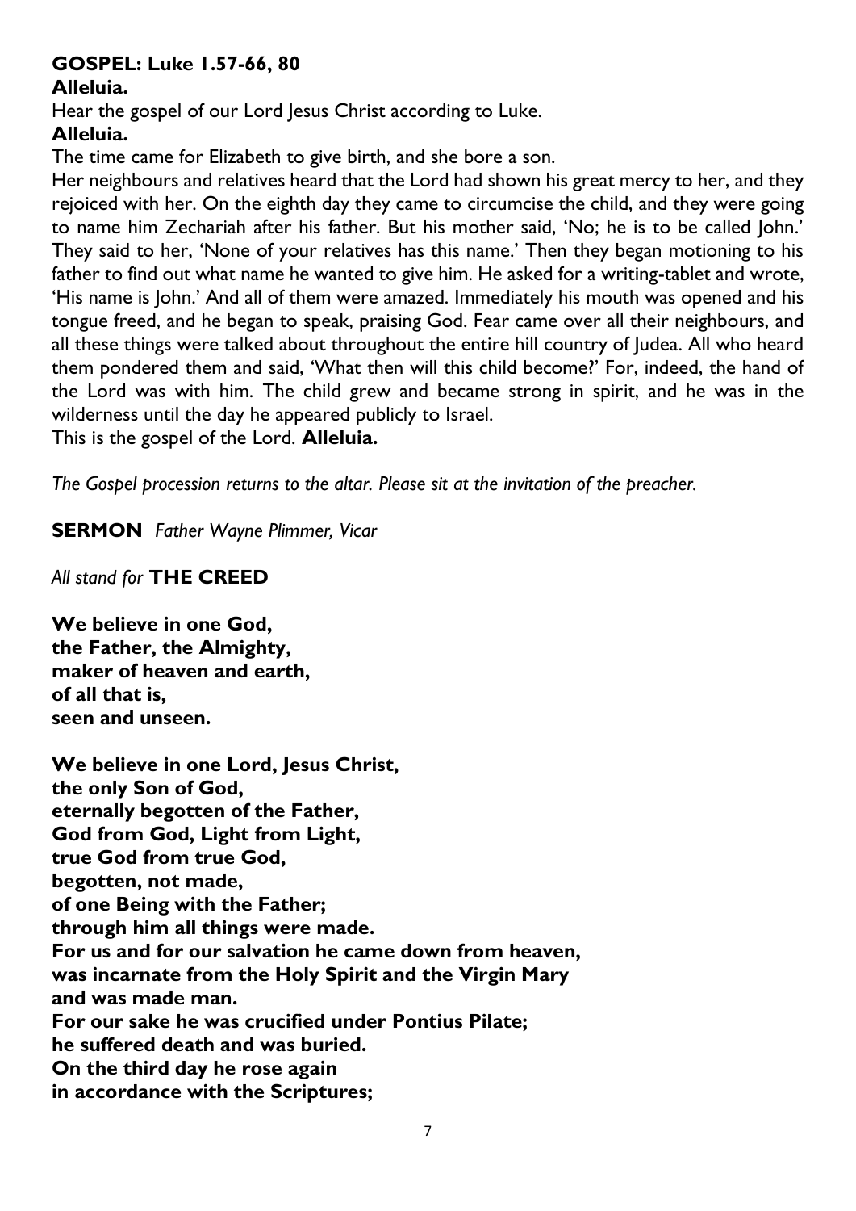## GOSPEL: Luke 1.57-66, 80

**Alleluia.**

Hear the gospel of our Lord Jesus Christ according to Luke.

**Alleluia.**

The time came for Elizabeth to give birth, and she bore a son.

Her neighbours and relatives heard that the Lord had shown his great mercy to her, and they rejoiced with her. On the eighth day they came to circumcise the child, and they were going to name him Zechariah after his father. But his mother said, 'No; he is to be called John.' They said to her, 'None of your relatives has this name.' Then they began motioning to his father to find out what name he wanted to give him. He asked for a writing-tablet and wrote, 'His name is John.' And all of them were amazed. Immediately his mouth was opened and his tongue freed, and he began to speak, praising God. Fear came over all their neighbours, and all these things were talked about throughout the entire hill country of Judea. All who heard them pondered them and said, 'What then will this child become?' For, indeed, the hand of the Lord was with him. The child grew and became strong in spirit, and he was in the wilderness until the day he appeared publicly to Israel.

This is the gospel of the Lord. **Alleluia.**

*The Gospel procession returns to the altar. Please sit at the invitation of the preacher.*

**SERMON** *Father Wayne Plimmer, Vicar*

*All stand for* **THE CREED**

**We believe in one God,**
**the Father, the Almighty,**
**maker of heaven and earth,**
**of all that is,**
**seen and unseen.**

**We believe in one Lord, Jesus Christ,**
**the only Son of God,**
**eternally begotten of the Father,**
**God from God, Light from Light,**
**true God from true God,**
**begotten, not made,**
**of one Being with the Father;**
**through him all things were made.**
**For us and for our salvation he came down from heaven,**
**was incarnate from the Holy Spirit and the Virgin Mary**
**and was made man.**
**For our sake he was crucified under Pontius Pilate;**
**he suffered death and was buried.**
**On the third day he rose again**
**in accordance with the Scriptures;**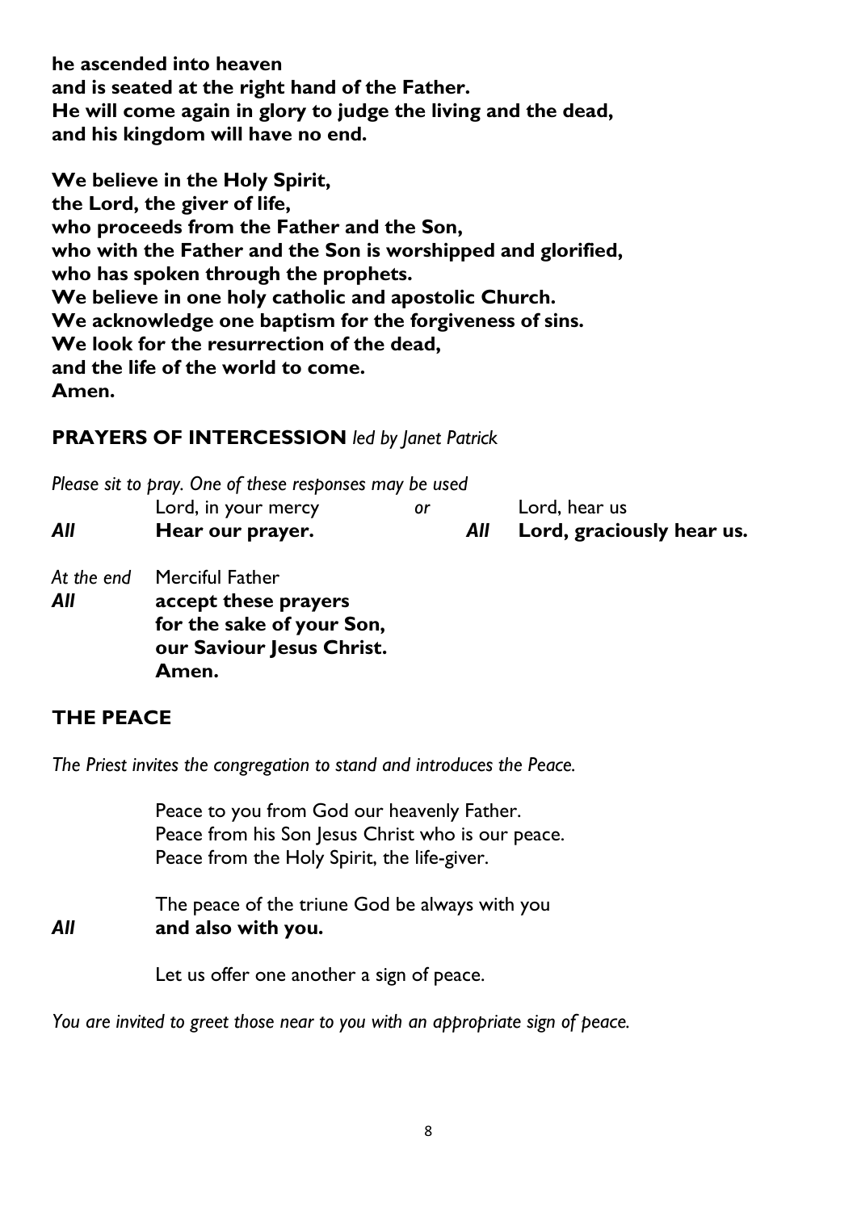**he ascended into heaven**
**and is seated at the right hand of the Father.**
**He will come again in glory to judge the living and the dead,**
**and his kingdom will have no end.**

**We believe in the Holy Spirit,**
**the Lord, the giver of life,**
**who proceeds from the Father and the Son,**
**who with the Father and the Son is worshipped and glorified,**
**who has spoken through the prophets.**
**We believe in one holy catholic and apostolic Church.**
**We acknowledge one baptism for the forgiveness of sins.**
**We look for the resurrection of the dead,**
**and the life of the world to come.**
**Amen.**

## PRAYERS OF INTERCESSION *led by Janet Patrick*

*Please sit to pray. One of these responses may be used*

| | | | | |
|---|---|---|---|---|
| | Lord, in your mercy | *or* | | Lord, hear us |
| ***All*** | **Hear our prayer.** | | ***All*** | **Lord, graciously hear us.** |

*At the end* Merciful Father
***All*** **accept these prayers**
**for the sake of your Son,**
**our Saviour Jesus Christ.**
**Amen.**

## THE PEACE

*The Priest invites the congregation to stand and introduces the Peace.*

Peace to you from God our heavenly Father.
Peace from his Son Jesus Christ who is our peace.
Peace from the Holy Spirit, the life-giver.

The peace of the triune God be always with you
***All*** **and also with you.**

Let us offer one another a sign of peace.

*You are invited to greet those near to you with an appropriate sign of peace.*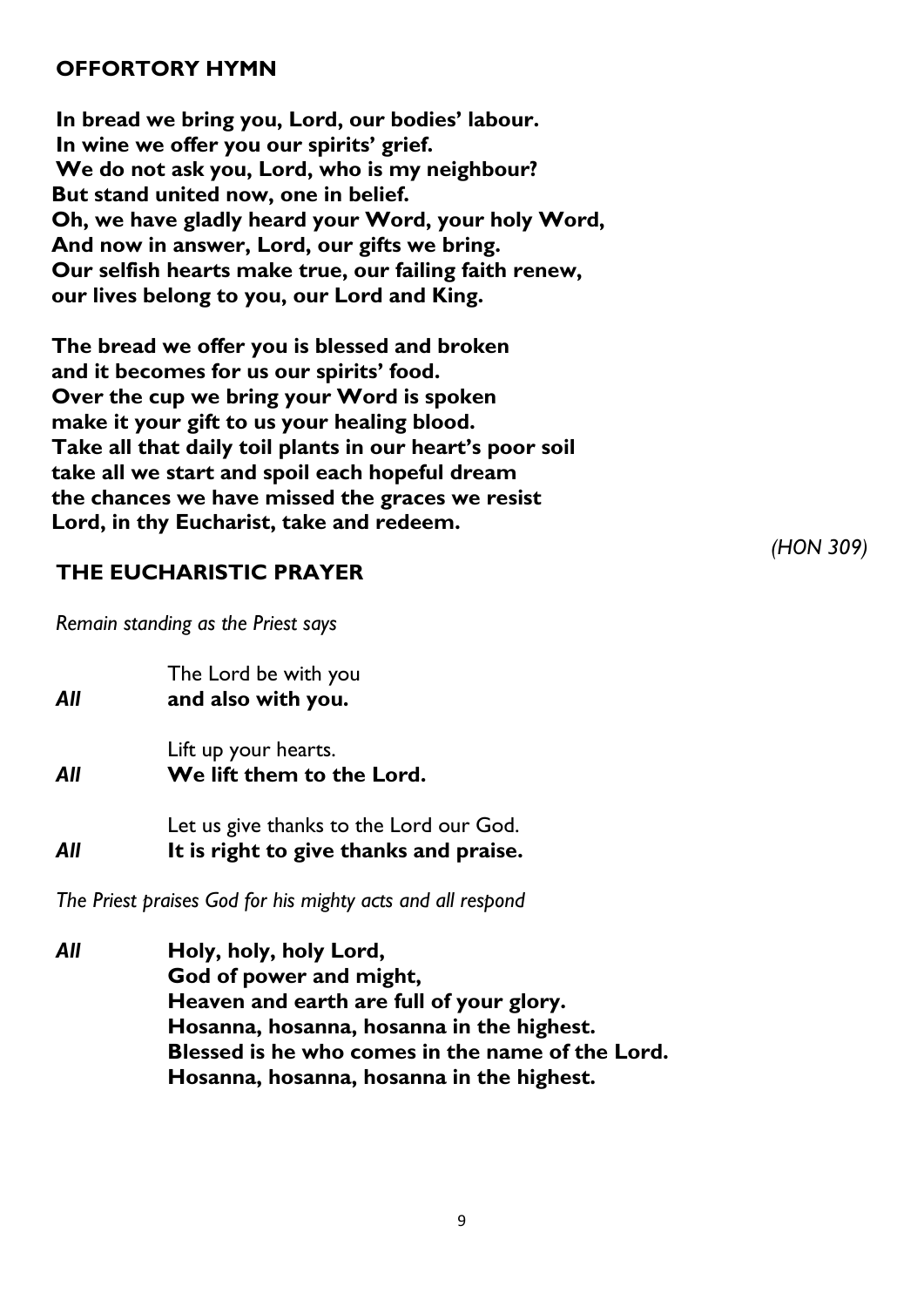## OFFERTORY HYMN

**In bread we bring you, Lord, our bodies' labour.**
**In wine we offer you our spirits' grief.**
**We do not ask you, Lord, who is my neighbour?**
**But stand united now, one in belief.**
**Oh, we have gladly heard your Word, your holy Word,**
**And now in answer, Lord, our gifts we bring.**
**Our selfish hearts make true, our failing faith renew,**
**our lives belong to you, our Lord and King.**

**The bread we offer you is blessed and broken**
**and it becomes for us our spirits' food.**
**Over the cup we bring your Word is spoken**
**make it your gift to us your healing blood.**
**Take all that daily toil plants in our heart's poor soil**
**take all we start and spoil each hopeful dream**
**the chances we have missed the graces we resist**
**Lord, in thy Eucharist, take and redeem.**

*(HON 309)*

## THE EUCHARISTIC PRAYER

*Remain standing as the Priest says*

The Lord be with you
***All*** **and also with you.**

Lift up your hearts.
***All*** **We lift them to the Lord.**

Let us give thanks to the Lord our God.
***All*** **It is right to give thanks and praise.**

*The Priest praises God for his mighty acts and all respond*

***All*** **Holy, holy, holy Lord,**
**God of power and might,**
**Heaven and earth are full of your glory.**
**Hosanna, hosanna, hosanna in the highest.**
**Blessed is he who comes in the name of the Lord.**
**Hosanna, hosanna, hosanna in the highest.**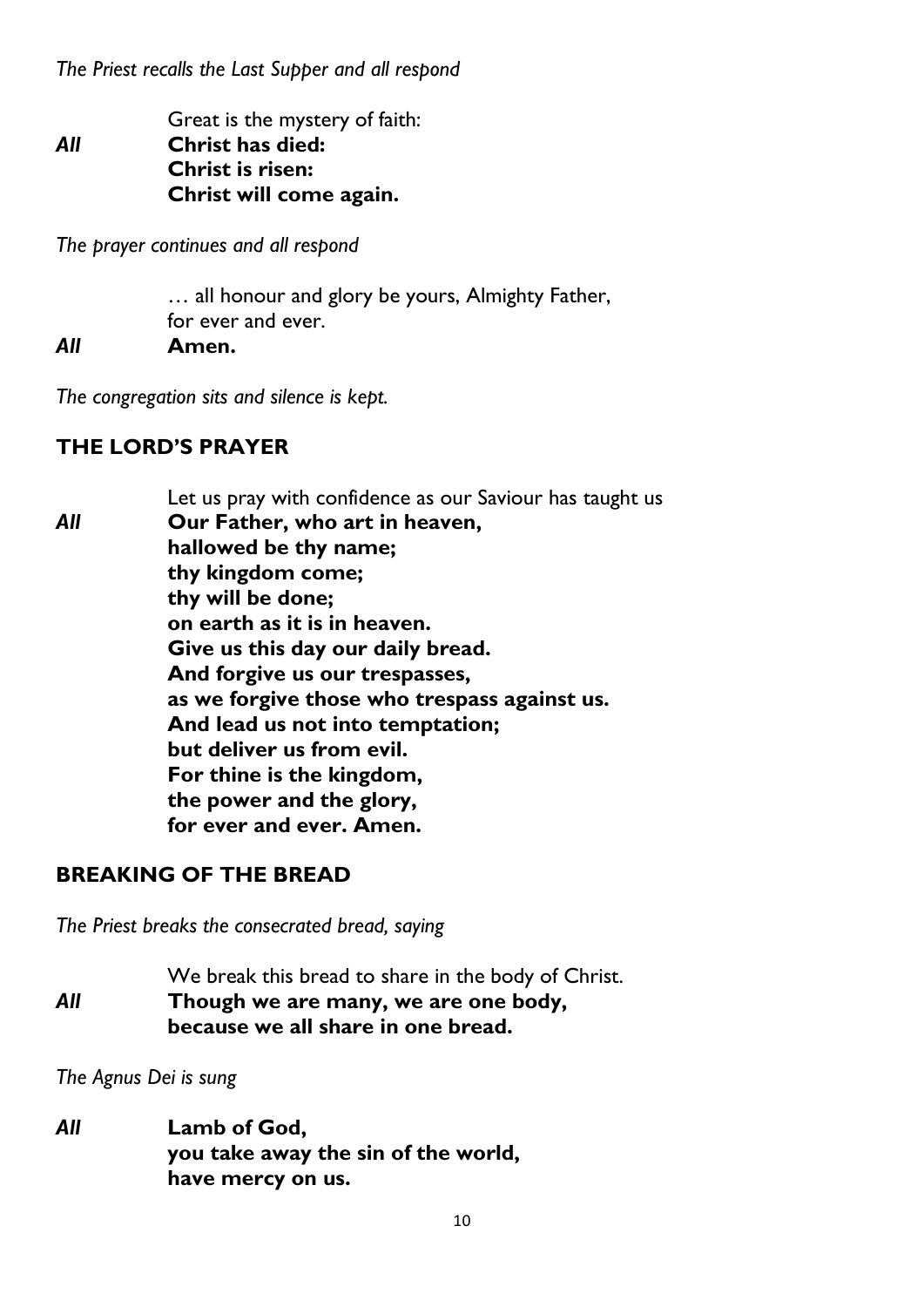*The Priest recalls the Last Supper and all respond*

Great is the mystery of faith:

***All*** **Christ has died:**
**Christ is risen:**
**Christ will come again.**

*The prayer continues and all respond*

… all honour and glory be yours, Almighty Father,
for ever and ever.

***All*** **Amen.**

*The congregation sits and silence is kept.*

## THE LORD'S PRAYER

Let us pray with confidence as our Saviour has taught us

***All*** **Our Father, who art in heaven,**
**hallowed be thy name;**
**thy kingdom come;**
**thy will be done;**
**on earth as it is in heaven.**
**Give us this day our daily bread.**
**And forgive us our trespasses,**
**as we forgive those who trespass against us.**
**And lead us not into temptation;**
**but deliver us from evil.**
**For thine is the kingdom,**
**the power and the glory,**
**for ever and ever. Amen.**

## BREAKING OF THE BREAD

*The Priest breaks the consecrated bread, saying*

We break this bread to share in the body of Christ.

***All*** **Though we are many, we are one body,**
**because we all share in one bread.**

*The Agnus Dei is sung*

***All*** **Lamb of God,**
**you take away the sin of the world,**
**have mercy on us.**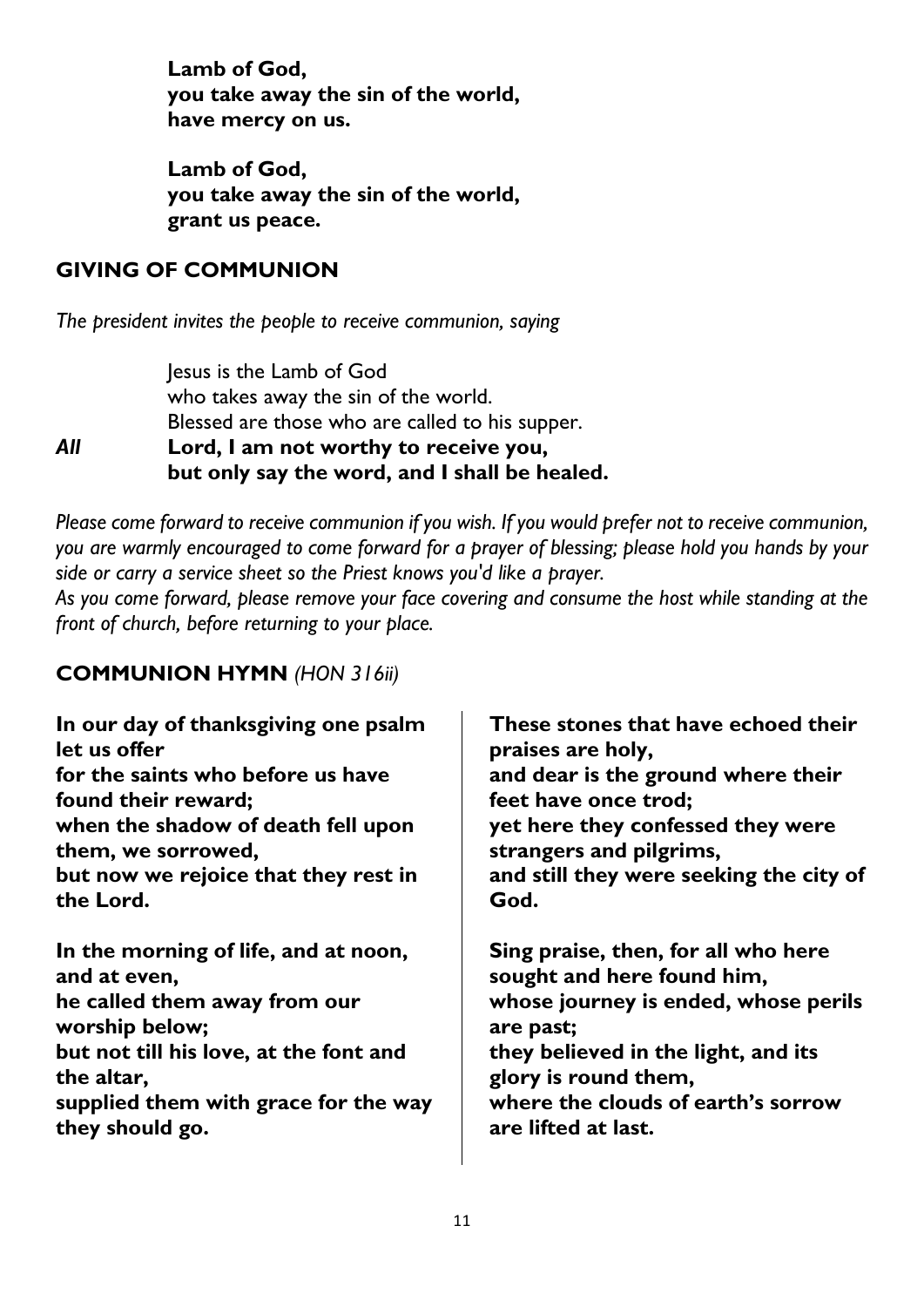**Lamb of God,**
**you take away the sin of the world,**
**have mercy on us.**

**Lamb of God,**
**you take away the sin of the world,**
**grant us peace.**

## GIVING OF COMMUNION

*The president invites the people to receive communion, saying*

Jesus is the Lamb of God
who takes away the sin of the world.
Blessed are those who are called to his supper.

***All*** **Lord, I am not worthy to receive you,**
**but only say the word, and I shall be healed.**

*Please come forward to receive communion if you wish. If you would prefer not to receive communion, you are warmly encouraged to come forward for a prayer of blessing; please hold you hands by your side or carry a service sheet so the Priest knows you'd like a prayer.*
*As you come forward, please remove your face covering and consume the host while standing at the front of church, before returning to your place.*

## COMMUNION HYMN *(HON 316ii)*

**In our day of thanksgiving one psalm let us offer**
**for the saints who before us have found their reward;**
**when the shadow of death fell upon them, we sorrowed,**
**but now we rejoice that they rest in the Lord.**

**In the morning of life, and at noon, and at even,**
**he called them away from our worship below;**
**but not till his love, at the font and the altar,**
**supplied them with grace for the way they should go.**

**These stones that have echoed their praises are holy,**
**and dear is the ground where their feet have once trod;**
**yet here they confessed they were strangers and pilgrims,**
**and still they were seeking the city of God.**

**Sing praise, then, for all who here sought and here found him,**
**whose journey is ended, whose perils are past;**
**they believed in the light, and its glory is round them,**
**where the clouds of earth's sorrow are lifted at last.**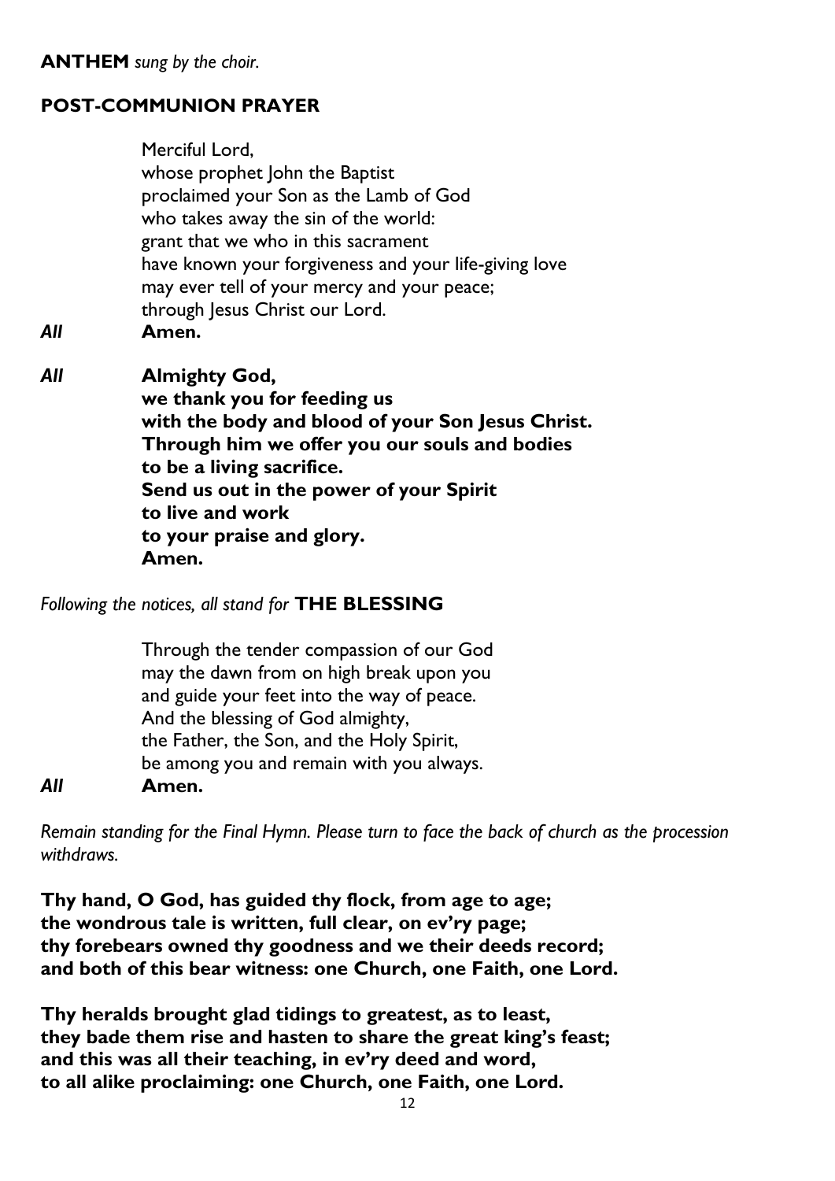**ANTHEM** *sung by the choir.*

## POST-COMMUNION PRAYER

Merciful Lord,
whose prophet John the Baptist
proclaimed your Son as the Lamb of God
who takes away the sin of the world:
grant that we who in this sacrament
have known your forgiveness and your life-giving love
may ever tell of your mercy and your peace;
through Jesus Christ our Lord.

***All*** **Amen.**

***All*** **Almighty God,**
**we thank you for feeding us**
**with the body and blood of your Son Jesus Christ.**
**Through him we offer you our souls and bodies**
**to be a living sacrifice.**
**Send us out in the power of your Spirit**
**to live and work**
**to your praise and glory.**
**Amen.**

*Following the notices, all stand for* **THE BLESSING**

Through the tender compassion of our God
may the dawn from on high break upon you
and guide your feet into the way of peace.
And the blessing of God almighty,
the Father, the Son, and the Holy Spirit,
be among you and remain with you always.

***All*** **Amen.**

*Remain standing for the Final Hymn. Please turn to face the back of church as the procession withdraws.*

**Thy hand, O God, has guided thy flock, from age to age;**
**the wondrous tale is written, full clear, on ev'ry page;**
**thy forebears owned thy goodness and we their deeds record;**
**and both of this bear witness: one Church, one Faith, one Lord.**

**Thy heralds brought glad tidings to greatest, as to least,**
**they bade them rise and hasten to share the great king's feast;**
**and this was all their teaching, in ev'ry deed and word,**
**to all alike proclaiming: one Church, one Faith, one Lord.**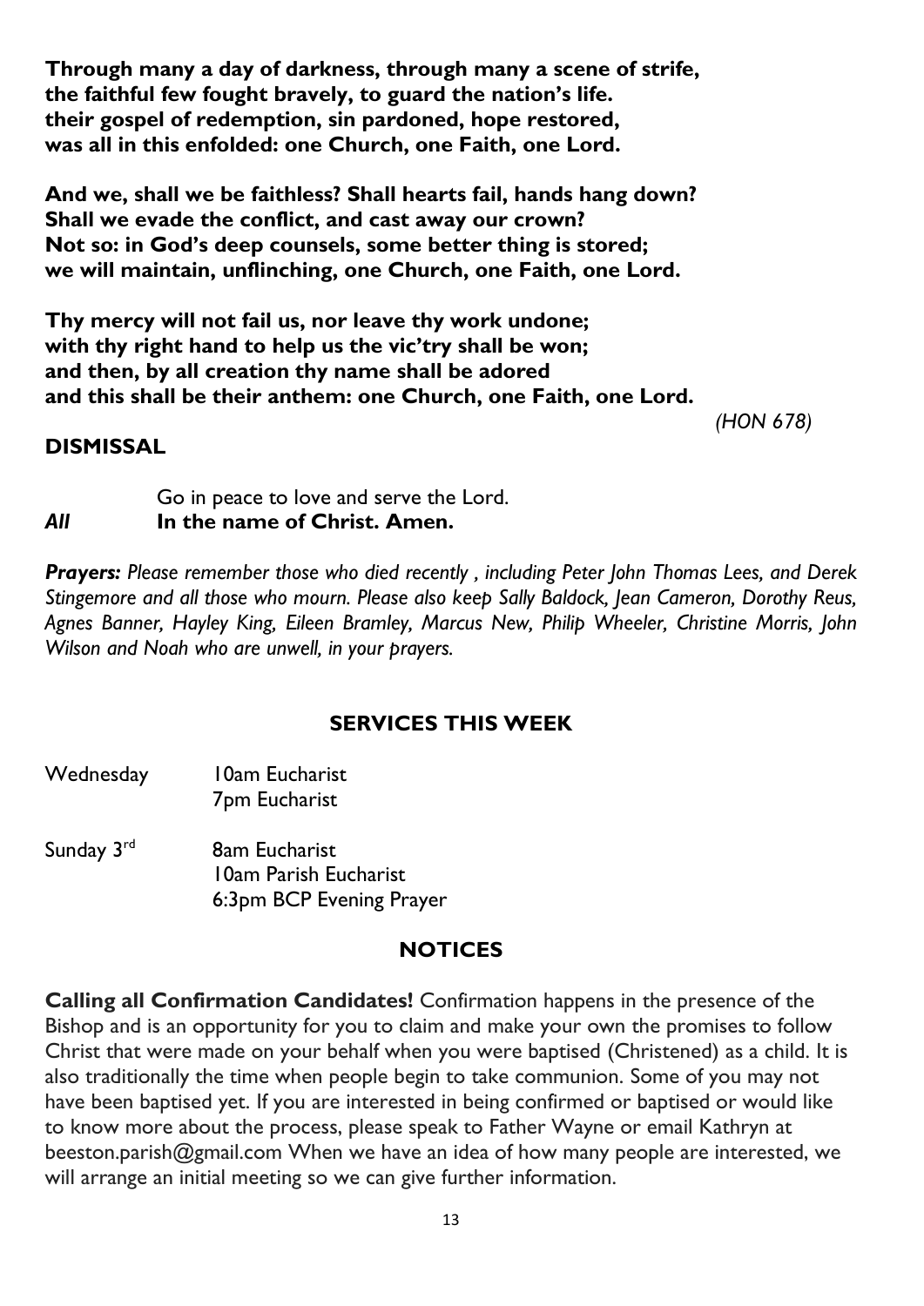**Through many a day of darkness, through many a scene of strife,
the faithful few fought bravely, to guard the nation's life.
their gospel of redemption, sin pardoned, hope restored,
was all in this enfolded: one Church, one Faith, one Lord.**

**And we, shall we be faithless? Shall hearts fail, hands hang down?
Shall we evade the conflict, and cast away our crown?
Not so: in God's deep counsels, some better thing is stored;
we will maintain, unflinching, one Church, one Faith, one Lord.**

**Thy mercy will not fail us, nor leave thy work undone;
with thy right hand to help us the vic'try shall be won;
and then, by all creation thy name shall be adored
and this shall be their anthem: one Church, one Faith, one Lord.**

*(HON 678)*

**DISMISSAL**

Go in peace to love and serve the Lord.
***All*** **In the name of Christ. Amen.**

***Prayers:*** *Please remember those who died recently , including Peter John Thomas Lees, and Derek Stingemore and all those who mourn. Please also keep Sally Baldock, Jean Cameron, Dorothy Reus, Agnes Banner, Hayley King, Eileen Bramley, Marcus New, Philip Wheeler, Christine Morris, John Wilson and Noah who are unwell, in your prayers.*

## SERVICES THIS WEEK

Wednesday 10am Eucharist
7pm Eucharist

Sunday 3rd 8am Eucharist
10am Parish Eucharist
6:3pm BCP Evening Prayer

## NOTICES

**Calling all Confirmation Candidates!** Confirmation happens in the presence of the Bishop and is an opportunity for you to claim and make your own the promises to follow Christ that were made on your behalf when you were baptised (Christened) as a child. It is also traditionally the time when people begin to take communion. Some of you may not have been baptised yet. If you are interested in being confirmed or baptised or would like to know more about the process, please speak to Father Wayne or email Kathryn at beeston.parish@gmail.com When we have an idea of how many people are interested, we will arrange an initial meeting so we can give further information.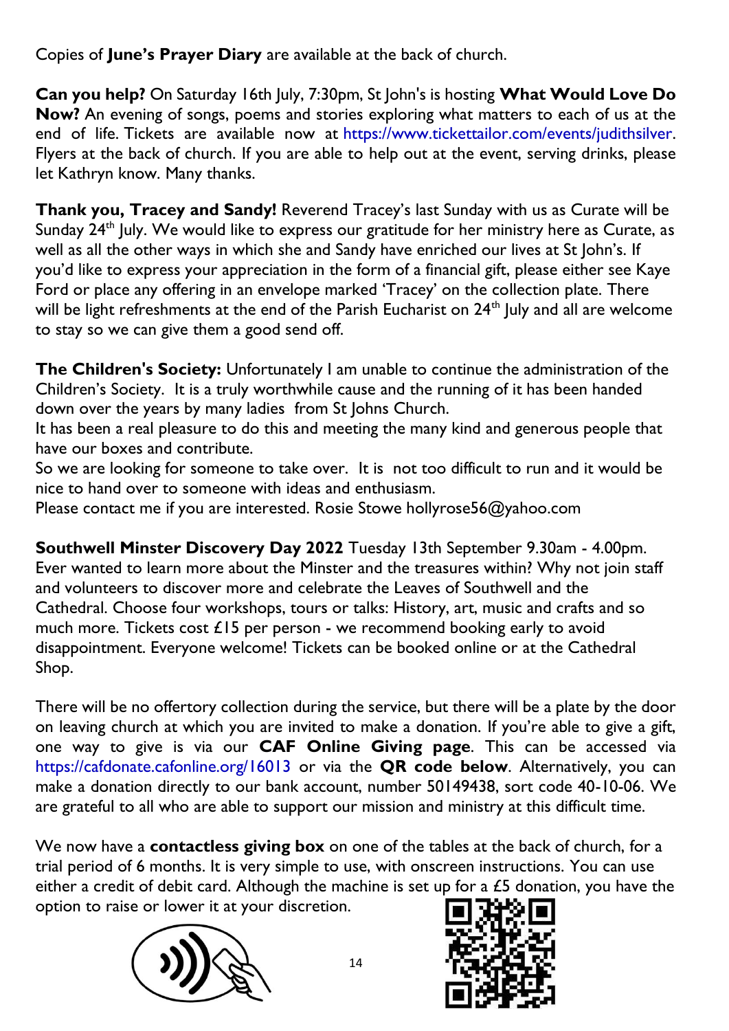Copies of **June's Prayer Diary** are available at the back of church.

**Can you help?** On Saturday 16th July, 7:30pm, St John's is hosting **What Would Love Do Now?** An evening of songs, poems and stories exploring what matters to each of us at the end of life. Tickets are available now at https://www.tickettailor.com/events/judithsilver. Flyers at the back of church. If you are able to help out at the event, serving drinks, please let Kathryn know. Many thanks.

**Thank you, Tracey and Sandy!** Reverend Tracey's last Sunday with us as Curate will be Sunday 24th July. We would like to express our gratitude for her ministry here as Curate, as well as all the other ways in which she and Sandy have enriched our lives at St John's. If you'd like to express your appreciation in the form of a financial gift, please either see Kaye Ford or place any offering in an envelope marked 'Tracey' on the collection plate. There will be light refreshments at the end of the Parish Eucharist on 24th July and all are welcome to stay so we can give them a good send off.

**The Children's Society:** Unfortunately I am unable to continue the administration of the Children's Society. It is a truly worthwhile cause and the running of it has been handed down over the years by many ladies from St Johns Church.
It has been a real pleasure to do this and meeting the many kind and generous people that have our boxes and contribute.
So we are looking for someone to take over. It is not too difficult to run and it would be nice to hand over to someone with ideas and enthusiasm.
Please contact me if you are interested. Rosie Stowe hollyrose56@yahoo.com

**Southwell Minster Discovery Day 2022** Tuesday 13th September 9.30am - 4.00pm. Ever wanted to learn more about the Minster and the treasures within? Why not join staff and volunteers to discover more and celebrate the Leaves of Southwell and the Cathedral. Choose four workshops, tours or talks: History, art, music and crafts and so much more. Tickets cost £15 per person - we recommend booking early to avoid disappointment. Everyone welcome! Tickets can be booked online or at the Cathedral Shop.

There will be no offertory collection during the service, but there will be a plate by the door on leaving church at which you are invited to make a donation. If you're able to give a gift, one way to give is via our **CAF Online Giving page**. This can be accessed via https://cafdonate.cafonline.org/16013 or via the **QR code below**. Alternatively, you can make a donation directly to our bank account, number 50149438, sort code 40-10-06. We are grateful to all who are able to support our mission and ministry at this difficult time.

We now have a **contactless giving box** on one of the tables at the back of church, for a trial period of 6 months. It is very simple to use, with onscreen instructions. You can use either a credit of debit card. Although the machine is set up for a £5 donation, you have the option to raise or lower it at your discretion.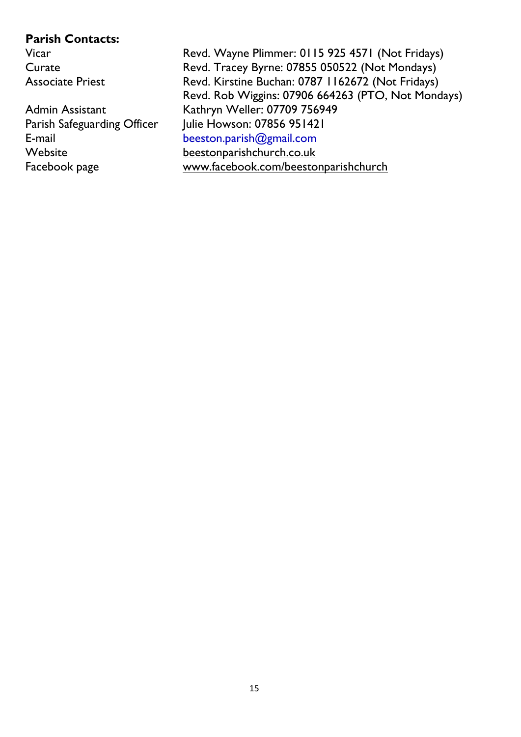**Parish Contacts:**

| | |
|---|---|
| Vicar | Revd. Wayne Plimmer: 0115 925 4571 (Not Fridays) |
| Curate | Revd. Tracey Byrne: 07855 050522 (Not Mondays) |
| Associate Priest | Revd. Kirstine Buchan: 0787 1162672 (Not Fridays) |
| | Revd. Rob Wiggins: 07906 664263 (PTO, Not Mondays) |
| Admin Assistant | Kathryn Weller: 07709 756949 |
| Parish Safeguarding Officer | Julie Howson: 07856 951421 |
| E-mail | beeston.parish@gmail.com |
| Website | beestonparishchurch.co.uk |
| Facebook page | www.facebook.com/beestonparishchurch |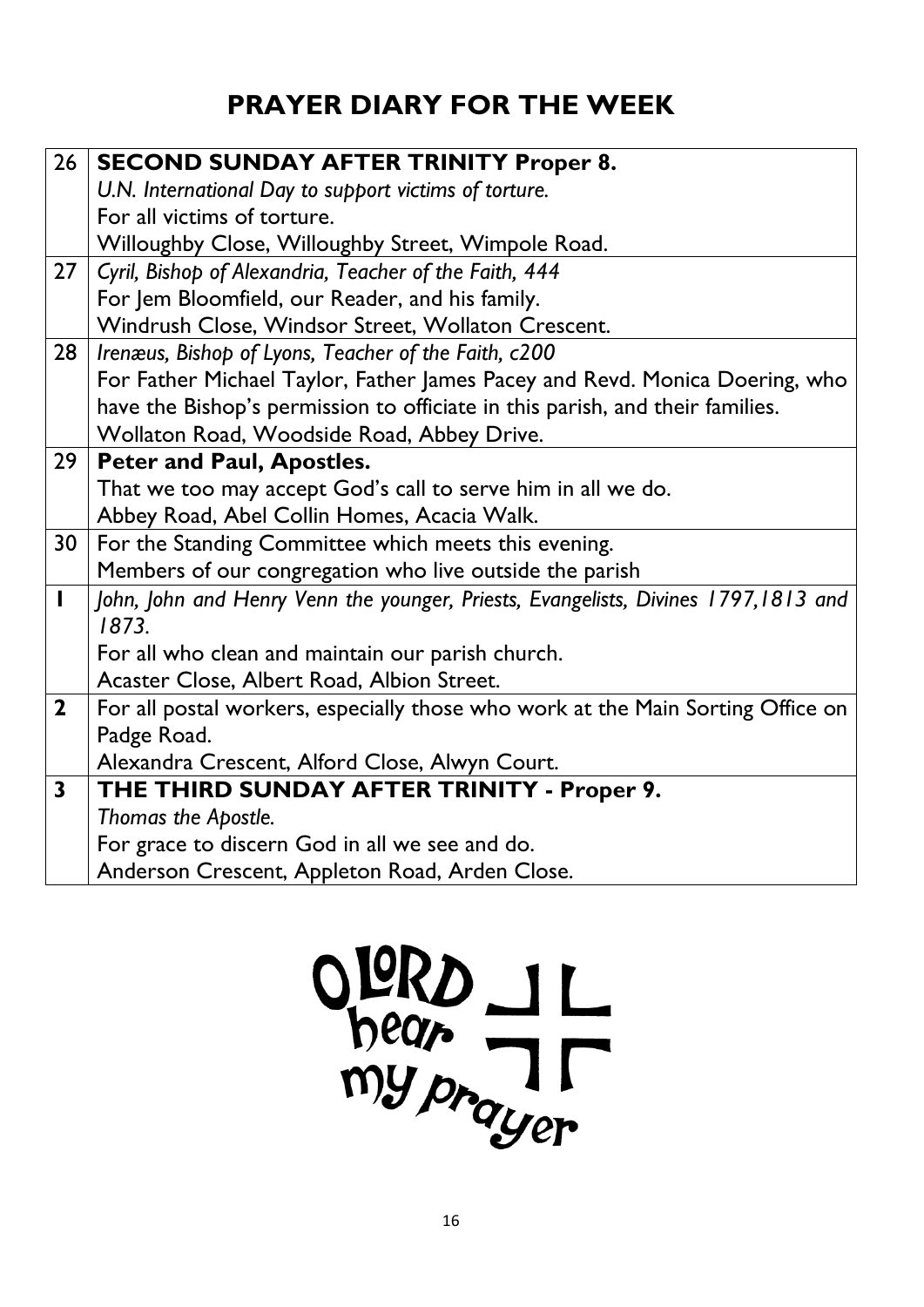# PRAYER DIARY FOR THE WEEK

| | |
|---|---|
| 26 | **SECOND SUNDAY AFTER TRINITY Proper 8.**<br>*U.N. International Day to support victims of torture.*<br>For all victims of torture.<br>Willoughby Close, Willoughby Street, Wimpole Road. |
| 27 | *Cyril, Bishop of Alexandria, Teacher of the Faith, 444*<br>For Jem Bloomfield, our Reader, and his family.<br>Windrush Close, Windsor Street, Wollaton Crescent. |
| 28 | *Irenæus, Bishop of Lyons, Teacher of the Faith, c200*<br>For Father Michael Taylor, Father James Pacey and Revd. Monica Doering, who have the Bishop's permission to officiate in this parish, and their families.<br>Wollaton Road, Woodside Road, Abbey Drive. |
| 29 | **Peter and Paul, Apostles.**<br>That we too may accept God's call to serve him in all we do.<br>Abbey Road, Abel Collin Homes, Acacia Walk. |
| 30 | For the Standing Committee which meets this evening.<br>Members of our congregation who live outside the parish |
| **1** | *John, John and Henry Venn the younger, Priests, Evangelists, Divines 1797,1813 and 1873.*<br>For all who clean and maintain our parish church.<br>Acaster Close, Albert Road, Albion Street. |
| **2** | For all postal workers, especially those who work at the Main Sorting Office on Padge Road.<br>Alexandra Crescent, Alford Close, Alwyn Court. |
| **3** | **THE THIRD SUNDAY AFTER TRINITY - Proper 9.**<br>*Thomas the Apostle.*<br>For grace to discern God in all we see and do.<br>Anderson Crescent, Appleton Road, Arden Close. |

O LORD hear my prayer